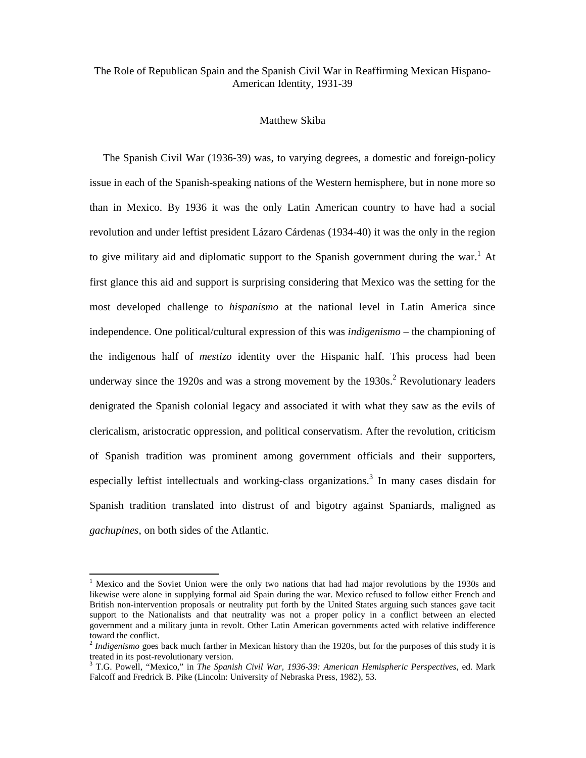# The Role of Republican Spain and the Spanish Civil War in Reaffirming Mexican Hispano-American Identity, 1931-39

Matthew Skiba

The Spanish Civil War (1936-39) was, to varying degrees, a domestic and foreign-policy issue in each of the Spanish-speaking nations of the Western hemisphere, but in none more so than in Mexico. By 1936 it was the only Latin American country to have had a social revolution and under leftist president Lázaro Cárdenas (1934-40) it was the only in the region to give military aid and diplomatic support to the Spanish government during the war.[1] At first glance this aid and support is surprising considering that Mexico was the setting for the most developed challenge to *hispanismo* at the national level in Latin America since independence. One political/cultural expression of this was *indigenismo* – the championing of the indigenous half of *mestizo* identity over the Hispanic half. This process had been underway since the 1920s and was a strong movement by the 1930s.[2] Revolutionary leaders denigrated the Spanish colonial legacy and associated it with what they saw as the evils of clericalism, aristocratic oppression, and political conservatism. After the revolution, criticism of Spanish tradition was prominent among government officials and their supporters, especially leftist intellectuals and working-class organizations.[3] In many cases disdain for Spanish tradition translated into distrust of and bigotry against Spaniards, maligned as *gachupines*, on both sides of the Atlantic.

---

[1] Mexico and the Soviet Union were the only two nations that had had major revolutions by the 1930s and likewise were alone in supplying formal aid Spain during the war. Mexico refused to follow either French and British non-intervention proposals or neutrality put forth by the United States arguing such stances gave tacit support to the Nationalists and that neutrality was not a proper policy in a conflict between an elected government and a military junta in revolt. Other Latin American governments acted with relative indifference toward the conflict.

[2] *Indigenismo* goes back much farther in Mexican history than the 1920s, but for the purposes of this study it is treated in its post-revolutionary version.

[3] T.G. Powell, "Mexico," in *The Spanish Civil War, 1936-39: American Hemispheric Perspectives*, ed. Mark Falcoff and Fredrick B. Pike (Lincoln: University of Nebraska Press, 1982), 53.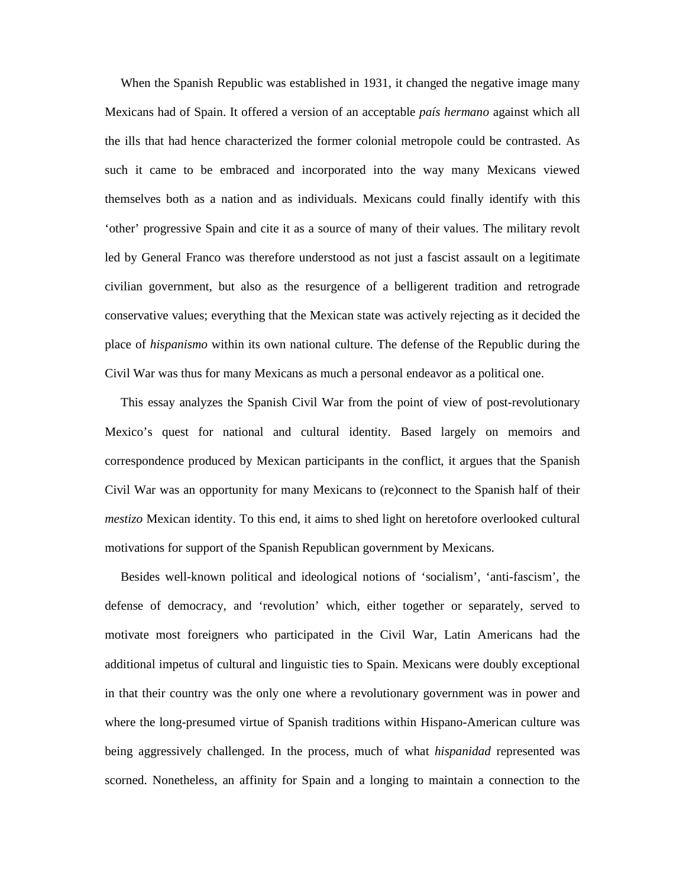When the Spanish Republic was established in 1931, it changed the negative image many Mexicans had of Spain. It offered a version of an acceptable *país hermano* against which all the ills that had hence characterized the former colonial metropole could be contrasted. As such it came to be embraced and incorporated into the way many Mexicans viewed themselves both as a nation and as individuals. Mexicans could finally identify with this 'other' progressive Spain and cite it as a source of many of their values. The military revolt led by General Franco was therefore understood as not just a fascist assault on a legitimate civilian government, but also as the resurgence of a belligerent tradition and retrograde conservative values; everything that the Mexican state was actively rejecting as it decided the place of *hispanismo* within its own national culture. The defense of the Republic during the Civil War was thus for many Mexicans as much a personal endeavor as a political one.

This essay analyzes the Spanish Civil War from the point of view of post-revolutionary Mexico's quest for national and cultural identity. Based largely on memoirs and correspondence produced by Mexican participants in the conflict, it argues that the Spanish Civil War was an opportunity for many Mexicans to (re)connect to the Spanish half of their *mestizo* Mexican identity. To this end, it aims to shed light on heretofore overlooked cultural motivations for support of the Spanish Republican government by Mexicans.

Besides well-known political and ideological notions of 'socialism', 'anti-fascism', the defense of democracy, and 'revolution' which, either together or separately, served to motivate most foreigners who participated in the Civil War, Latin Americans had the additional impetus of cultural and linguistic ties to Spain. Mexicans were doubly exceptional in that their country was the only one where a revolutionary government was in power and where the long-presumed virtue of Spanish traditions within Hispano-American culture was being aggressively challenged. In the process, much of what *hispanidad* represented was scorned. Nonetheless, an affinity for Spain and a longing to maintain a connection to the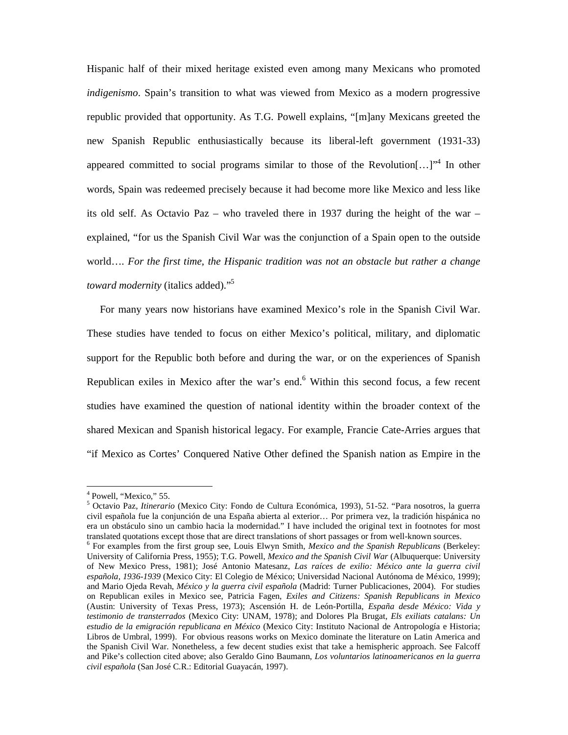Hispanic half of their mixed heritage existed even among many Mexicans who promoted *indigenismo*. Spain's transition to what was viewed from Mexico as a modern progressive republic provided that opportunity. As T.G. Powell explains, "[m]any Mexicans greeted the new Spanish Republic enthusiastically because its liberal-left government (1931-33) appeared committed to social programs similar to those of the Revolution[…]"[4] In other words, Spain was redeemed precisely because it had become more like Mexico and less like its old self. As Octavio Paz – who traveled there in 1937 during the height of the war – explained, "for us the Spanish Civil War was the conjunction of a Spain open to the outside world…. *For the first time, the Hispanic tradition was not an obstacle but rather a change toward modernity* (italics added)."[5]

For many years now historians have examined Mexico's role in the Spanish Civil War. These studies have tended to focus on either Mexico's political, military, and diplomatic support for the Republic both before and during the war, or on the experiences of Spanish Republican exiles in Mexico after the war's end.[6] Within this second focus, a few recent studies have examined the question of national identity within the broader context of the shared Mexican and Spanish historical legacy. For example, Francie Cate-Arries argues that "if Mexico as Cortes' Conquered Native Other defined the Spanish nation as Empire in the

---

[4] Powell, "Mexico," 55.

[5] Octavio Paz, *Itinerario* (Mexico City: Fondo de Cultura Económica, 1993), 51-52. "Para nosotros, la guerra civil española fue la conjunción de una España abierta al exterior… Por primera vez, la tradición hispánica no era un obstáculo sino un cambio hacia la modernidad." I have included the original text in footnotes for most translated quotations except those that are direct translations of short passages or from well-known sources.

[6] For examples from the first group see, Louis Elwyn Smith, *Mexico and the Spanish Republicans* (Berkeley: University of California Press, 1955); T.G. Powell, *Mexico and the Spanish Civil War* (Albuquerque: University of New Mexico Press, 1981); José Antonio Matesanz, *Las raíces de exilio: México ante la guerra civil española, 1936-1939* (Mexico City: El Colegio de México; Universidad Nacional Autónoma de México, 1999); and Mario Ojeda Revah, *México y la guerra civil española* (Madrid: Turner Publicaciones, 2004). For studies on Republican exiles in Mexico see, Patricia Fagen, *Exiles and Citizens: Spanish Republicans in Mexico* (Austin: University of Texas Press, 1973); Ascensión H. de León-Portilla, *España desde México: Vida y testimonio de transterrados* (Mexico City: UNAM, 1978); and Dolores Pla Brugat, *Els exiliats catalans: Un estudio de la emigración republicana en México* (Mexico City: Instituto Nacional de Antropología e Historia; Libros de Umbral, 1999). For obvious reasons works on Mexico dominate the literature on Latin America and the Spanish Civil War. Nonetheless, a few decent studies exist that take a hemispheric approach. See Falcoff and Pike's collection cited above; also Geraldo Gino Baumann, *Los voluntarios latinoamericanos en la guerra civil española* (San José C.R.: Editorial Guayacán, 1997).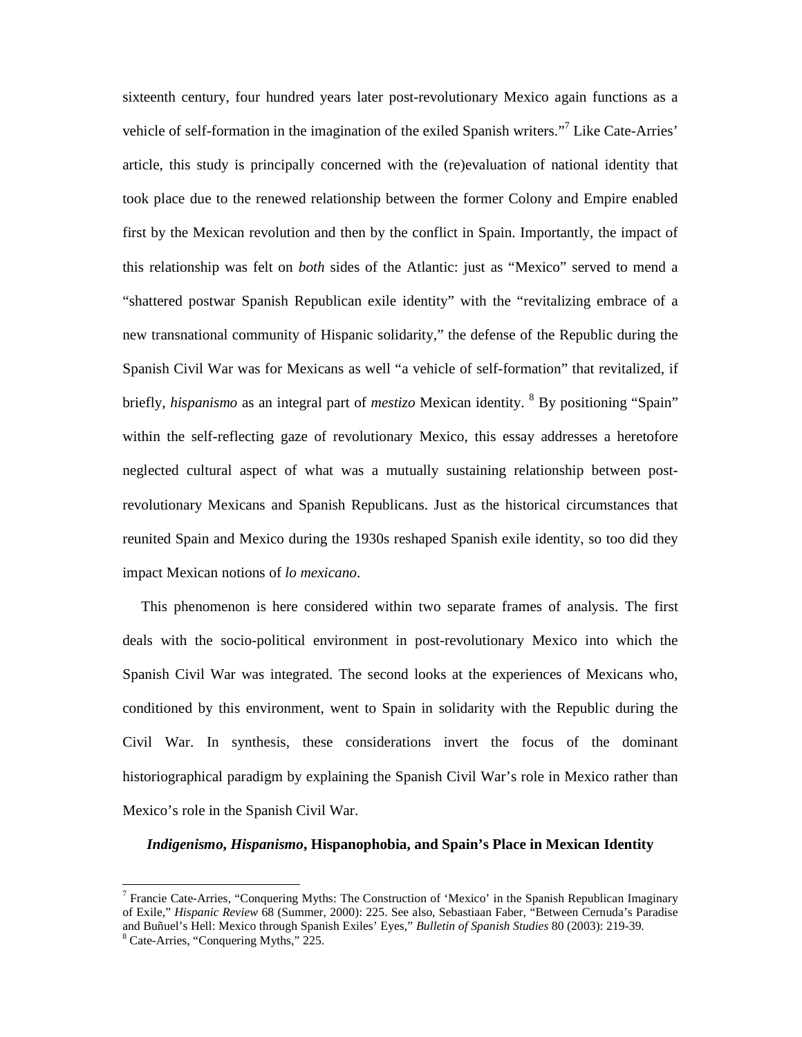sixteenth century, four hundred years later post-revolutionary Mexico again functions as a vehicle of self-formation in the imagination of the exiled Spanish writers."[7] Like Cate-Arries' article, this study is principally concerned with the (re)evaluation of national identity that took place due to the renewed relationship between the former Colony and Empire enabled first by the Mexican revolution and then by the conflict in Spain. Importantly, the impact of this relationship was felt on *both* sides of the Atlantic: just as "Mexico" served to mend a "shattered postwar Spanish Republican exile identity" with the "revitalizing embrace of a new transnational community of Hispanic solidarity," the defense of the Republic during the Spanish Civil War was for Mexicans as well "a vehicle of self-formation" that revitalized, if briefly, *hispanismo* as an integral part of *mestizo* Mexican identity. [8] By positioning "Spain" within the self-reflecting gaze of revolutionary Mexico, this essay addresses a heretofore neglected cultural aspect of what was a mutually sustaining relationship between post-revolutionary Mexicans and Spanish Republicans. Just as the historical circumstances that reunited Spain and Mexico during the 1930s reshaped Spanish exile identity, so too did they impact Mexican notions of *lo mexicano*.

This phenomenon is here considered within two separate frames of analysis. The first deals with the socio-political environment in post-revolutionary Mexico into which the Spanish Civil War was integrated. The second looks at the experiences of Mexicans who, conditioned by this environment, went to Spain in solidarity with the Republic during the Civil War. In synthesis, these considerations invert the focus of the dominant historiographical paradigm by explaining the Spanish Civil War's role in Mexico rather than Mexico's role in the Spanish Civil War.

## ***Indigenismo*, *Hispanismo*, Hispanophobia, and Spain's Place in Mexican Identity**

---

[7] Francie Cate-Arries, "Conquering Myths: The Construction of 'Mexico' in the Spanish Republican Imaginary of Exile," *Hispanic Review* 68 (Summer, 2000): 225. See also, Sebastiaan Faber, "Between Cernuda's Paradise and Buñuel's Hell: Mexico through Spanish Exiles' Eyes," *Bulletin of Spanish Studies* 80 (2003): 219-39.

[8] Cate-Arries, "Conquering Myths," 225.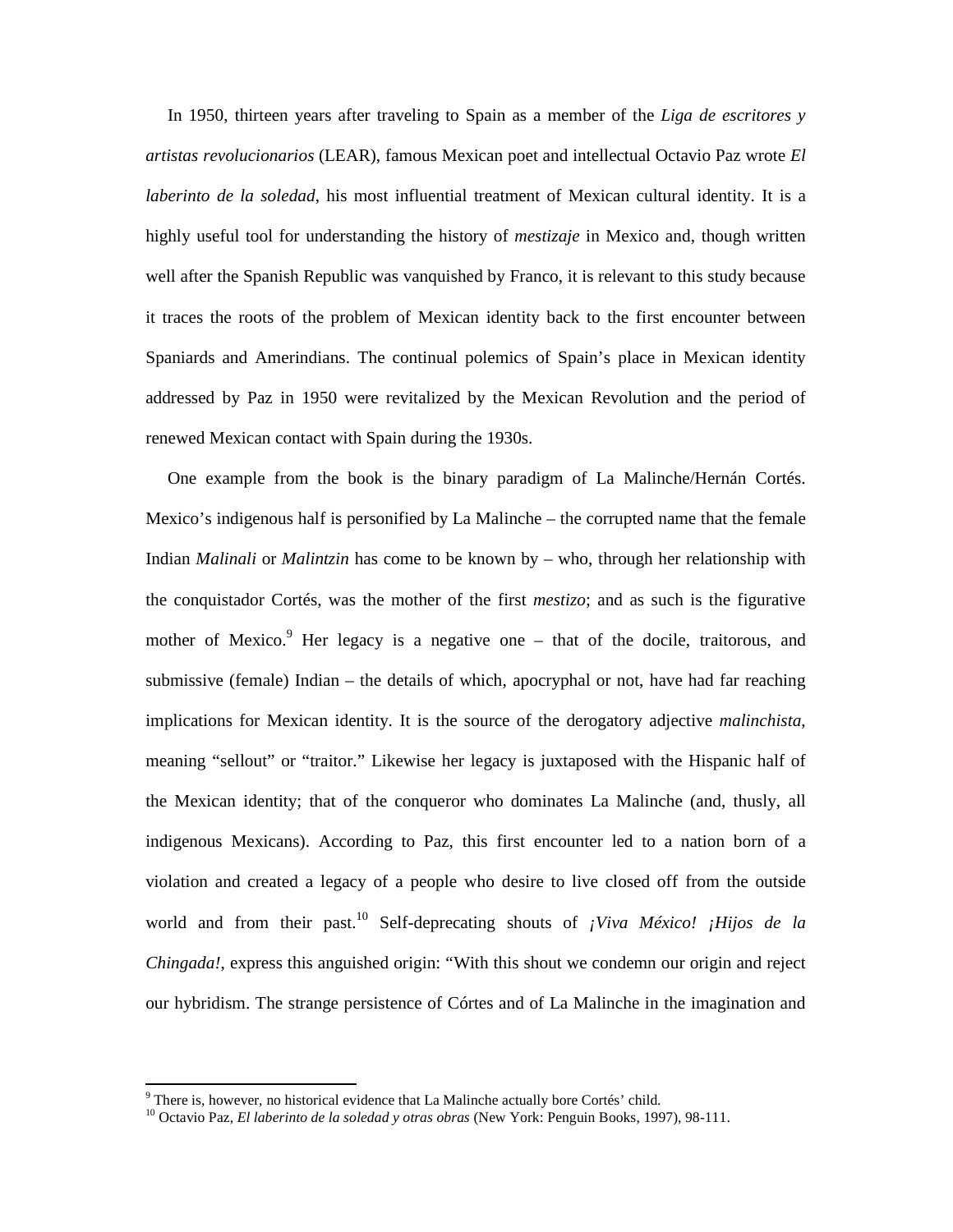In 1950, thirteen years after traveling to Spain as a member of the *Liga de escritores y artistas revolucionarios* (LEAR), famous Mexican poet and intellectual Octavio Paz wrote *El laberinto de la soledad*, his most influential treatment of Mexican cultural identity. It is a highly useful tool for understanding the history of *mestizaje* in Mexico and, though written well after the Spanish Republic was vanquished by Franco, it is relevant to this study because it traces the roots of the problem of Mexican identity back to the first encounter between Spaniards and Amerindians. The continual polemics of Spain's place in Mexican identity addressed by Paz in 1950 were revitalized by the Mexican Revolution and the period of renewed Mexican contact with Spain during the 1930s.

One example from the book is the binary paradigm of La Malinche/Hernán Cortés. Mexico's indigenous half is personified by La Malinche – the corrupted name that the female Indian *Malinali* or *Malintzin* has come to be known by – who, through her relationship with the conquistador Cortés, was the mother of the first *mestizo*; and as such is the figurative mother of Mexico.[9] Her legacy is a negative one – that of the docile, traitorous, and submissive (female) Indian – the details of which, apocryphal or not, have had far reaching implications for Mexican identity. It is the source of the derogatory adjective *malinchista*, meaning "sellout" or "traitor." Likewise her legacy is juxtaposed with the Hispanic half of the Mexican identity; that of the conqueror who dominates La Malinche (and, thusly, all indigenous Mexicans). According to Paz, this first encounter led to a nation born of a violation and created a legacy of a people who desire to live closed off from the outside world and from their past.[10] Self-deprecating shouts of *¡Viva México! ¡Hijos de la Chingada!*, express this anguished origin: "With this shout we condemn our origin and reject our hybridism. The strange persistence of Córtes and of La Malinche in the imagination and

---

[9] There is, however, no historical evidence that La Malinche actually bore Cortés' child.

[10] Octavio Paz, *El laberinto de la soledad y otras obras* (New York: Penguin Books, 1997), 98-111.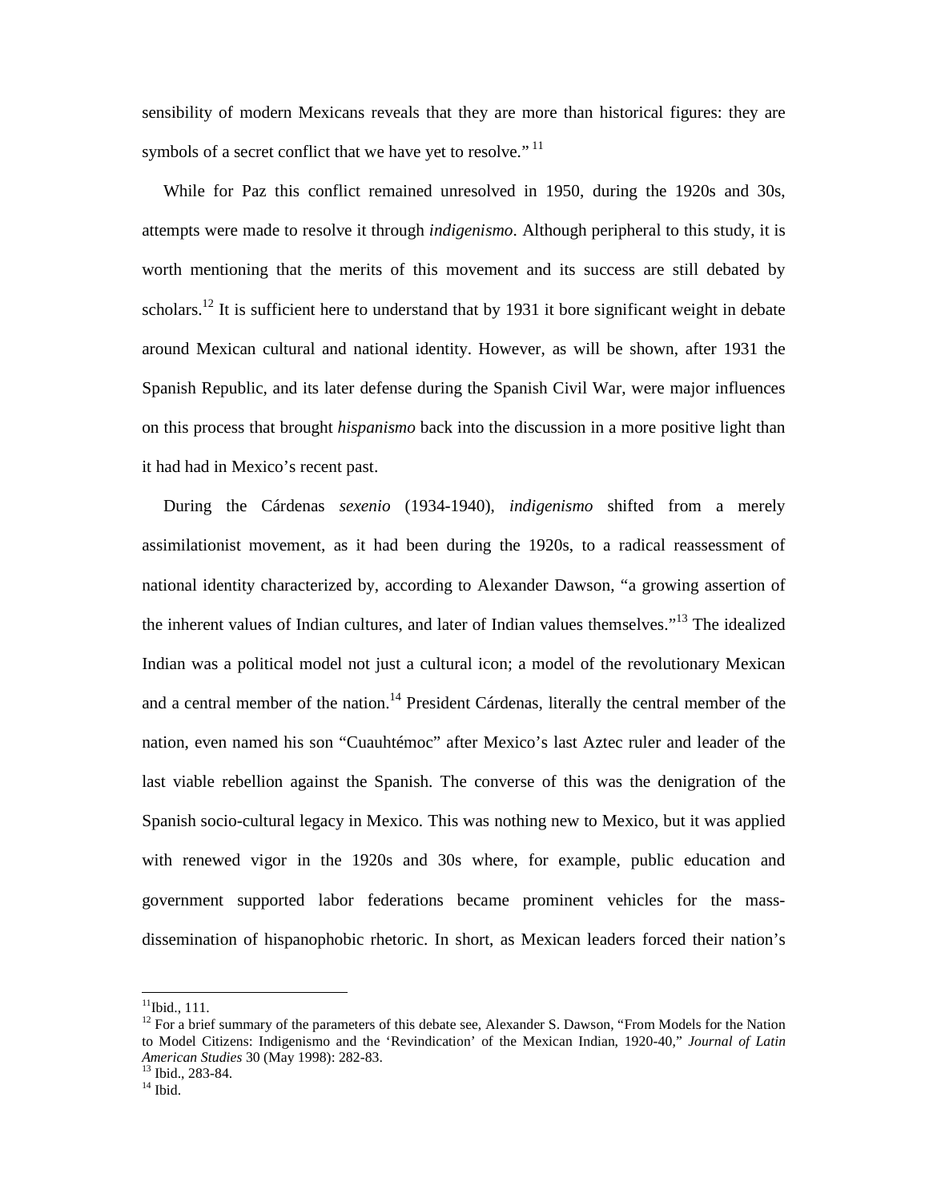sensibility of modern Mexicans reveals that they are more than historical figures: they are symbols of a secret conflict that we have yet to resolve."[11]

While for Paz this conflict remained unresolved in 1950, during the 1920s and 30s, attempts were made to resolve it through *indigenismo*. Although peripheral to this study, it is worth mentioning that the merits of this movement and its success are still debated by scholars.[12] It is sufficient here to understand that by 1931 it bore significant weight in debate around Mexican cultural and national identity. However, as will be shown, after 1931 the Spanish Republic, and its later defense during the Spanish Civil War, were major influences on this process that brought *hispanismo* back into the discussion in a more positive light than it had had in Mexico's recent past.

During the Cárdenas *sexenio* (1934-1940), *indigenismo* shifted from a merely assimilationist movement, as it had been during the 1920s, to a radical reassessment of national identity characterized by, according to Alexander Dawson, "a growing assertion of the inherent values of Indian cultures, and later of Indian values themselves."[13] The idealized Indian was a political model not just a cultural icon; a model of the revolutionary Mexican and a central member of the nation.[14] President Cárdenas, literally the central member of the nation, even named his son "Cuauhtémoc" after Mexico's last Aztec ruler and leader of the last viable rebellion against the Spanish. The converse of this was the denigration of the Spanish socio-cultural legacy in Mexico. This was nothing new to Mexico, but it was applied with renewed vigor in the 1920s and 30s where, for example, public education and government supported labor federations became prominent vehicles for the mass-dissemination of hispanophobic rhetoric. In short, as Mexican leaders forced their nation's

---

[11] Ibid., 111.

[12] For a brief summary of the parameters of this debate see, Alexander S. Dawson, "From Models for the Nation to Model Citizens: Indigenismo and the 'Revindication' of the Mexican Indian, 1920-40," *Journal of Latin American Studies* 30 (May 1998): 282-83.

[13] Ibid., 283-84.

[14] Ibid.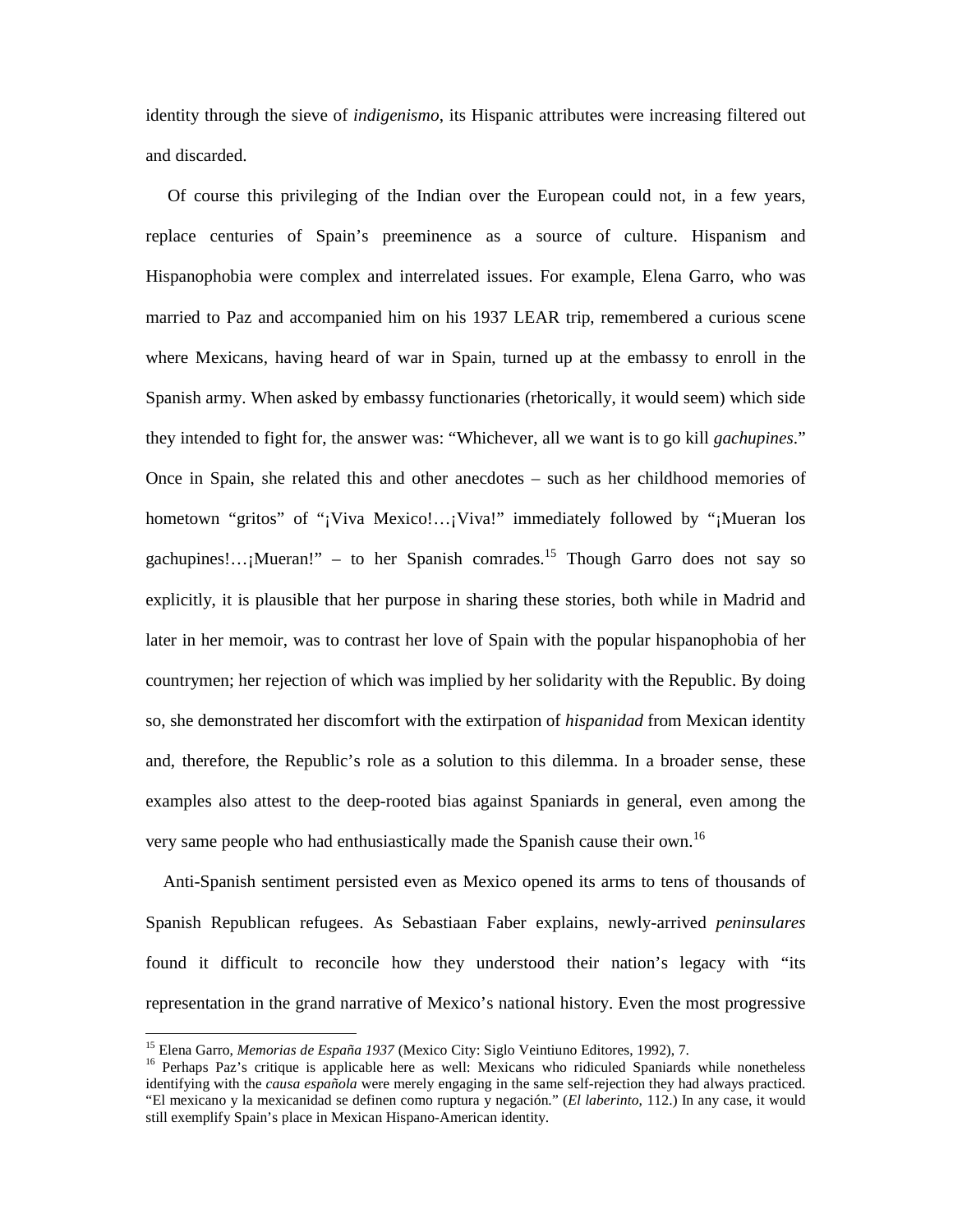identity through the sieve of *indigenismo*, its Hispanic attributes were increasing filtered out and discarded.

Of course this privileging of the Indian over the European could not, in a few years, replace centuries of Spain's preeminence as a source of culture. Hispanism and Hispanophobia were complex and interrelated issues. For example, Elena Garro, who was married to Paz and accompanied him on his 1937 LEAR trip, remembered a curious scene where Mexicans, having heard of war in Spain, turned up at the embassy to enroll in the Spanish army. When asked by embassy functionaries (rhetorically, it would seem) which side they intended to fight for, the answer was: "Whichever, all we want is to go kill *gachupines*." Once in Spain, she related this and other anecdotes – such as her childhood memories of hometown "gritos" of "¡Viva Mexico!…¡Viva!" immediately followed by "¡Mueran los gachupines!…¡Mueran!" – to her Spanish comrades.[15] Though Garro does not say so explicitly, it is plausible that her purpose in sharing these stories, both while in Madrid and later in her memoir, was to contrast her love of Spain with the popular hispanophobia of her countrymen; her rejection of which was implied by her solidarity with the Republic. By doing so, she demonstrated her discomfort with the extirpation of *hispanidad* from Mexican identity and, therefore, the Republic's role as a solution to this dilemma. In a broader sense, these examples also attest to the deep-rooted bias against Spaniards in general, even among the very same people who had enthusiastically made the Spanish cause their own.[16]

Anti-Spanish sentiment persisted even as Mexico opened its arms to tens of thousands of Spanish Republican refugees. As Sebastiaan Faber explains, newly-arrived *peninsulares* found it difficult to reconcile how they understood their nation's legacy with "its representation in the grand narrative of Mexico's national history. Even the most progressive

---

[15] Elena Garro, *Memorias de España 1937* (Mexico City: Siglo Veintiuno Editores, 1992), 7.

[16] Perhaps Paz's critique is applicable here as well: Mexicans who ridiculed Spaniards while nonetheless identifying with the *causa española* were merely engaging in the same self-rejection they had always practiced. "El mexicano y la mexicanidad se definen como ruptura y negación." (*El laberinto*, 112.) In any case, it would still exemplify Spain's place in Mexican Hispano-American identity.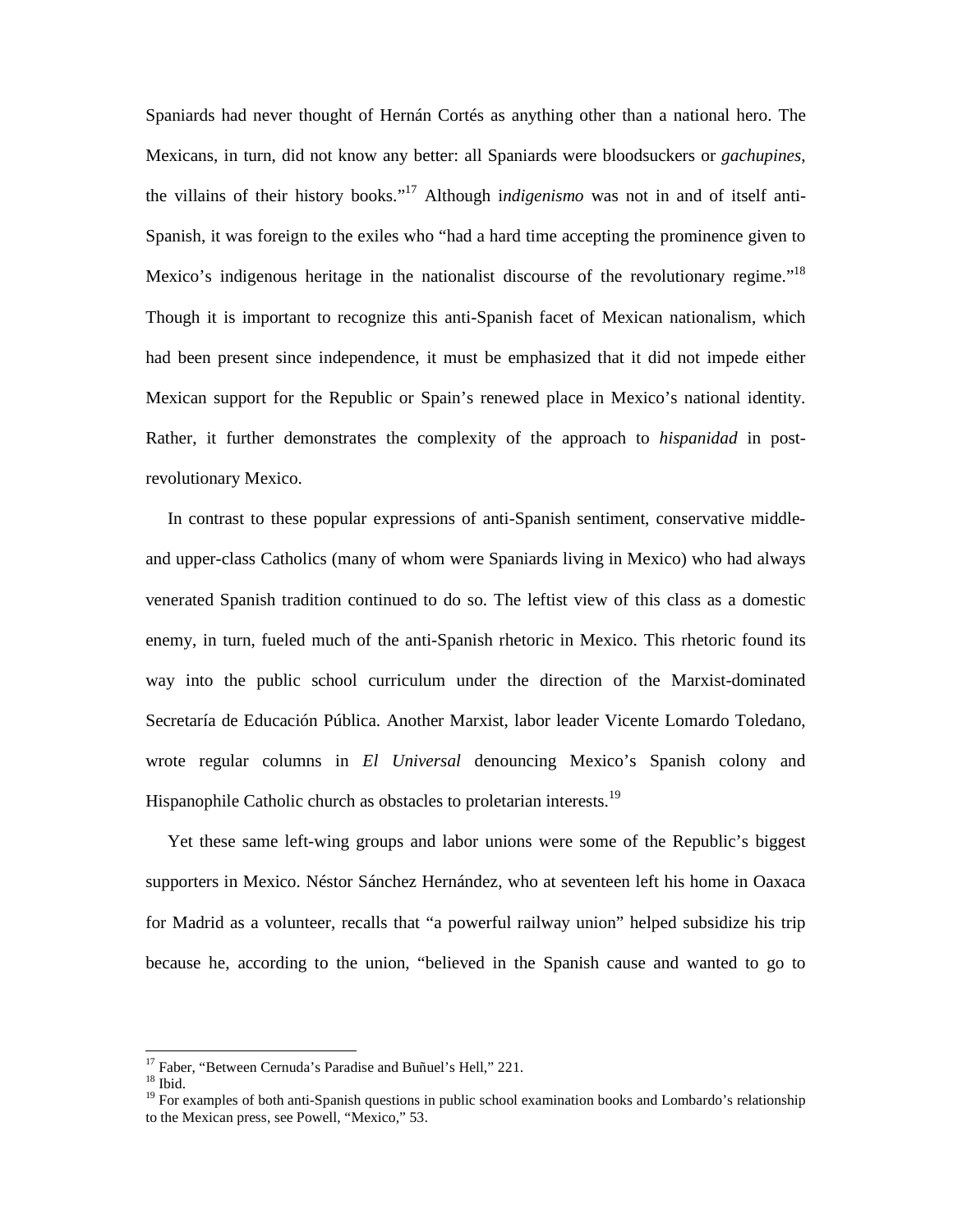Spaniards had never thought of Hernán Cortés as anything other than a national hero. The Mexicans, in turn, did not know any better: all Spaniards were bloodsuckers or *gachupines*, the villains of their history books."[17] Although i*ndigenismo* was not in and of itself anti-Spanish, it was foreign to the exiles who "had a hard time accepting the prominence given to Mexico's indigenous heritage in the nationalist discourse of the revolutionary regime."[18] Though it is important to recognize this anti-Spanish facet of Mexican nationalism, which had been present since independence, it must be emphasized that it did not impede either Mexican support for the Republic or Spain's renewed place in Mexico's national identity. Rather, it further demonstrates the complexity of the approach to *hispanidad* in post-revolutionary Mexico.

In contrast to these popular expressions of anti-Spanish sentiment, conservative middle- and upper-class Catholics (many of whom were Spaniards living in Mexico) who had always venerated Spanish tradition continued to do so. The leftist view of this class as a domestic enemy, in turn, fueled much of the anti-Spanish rhetoric in Mexico. This rhetoric found its way into the public school curriculum under the direction of the Marxist-dominated Secretaría de Educación Pública. Another Marxist, labor leader Vicente Lomardo Toledano, wrote regular columns in *El Universal* denouncing Mexico's Spanish colony and Hispanophile Catholic church as obstacles to proletarian interests.[19]

Yet these same left-wing groups and labor unions were some of the Republic's biggest supporters in Mexico. Néstor Sánchez Hernández, who at seventeen left his home in Oaxaca for Madrid as a volunteer, recalls that "a powerful railway union" helped subsidize his trip because he, according to the union, "believed in the Spanish cause and wanted to go to

---

[17] Faber, "Between Cernuda's Paradise and Buñuel's Hell," 221.

[18] Ibid.

[19] For examples of both anti-Spanish questions in public school examination books and Lombardo's relationship to the Mexican press, see Powell, "Mexico," 53.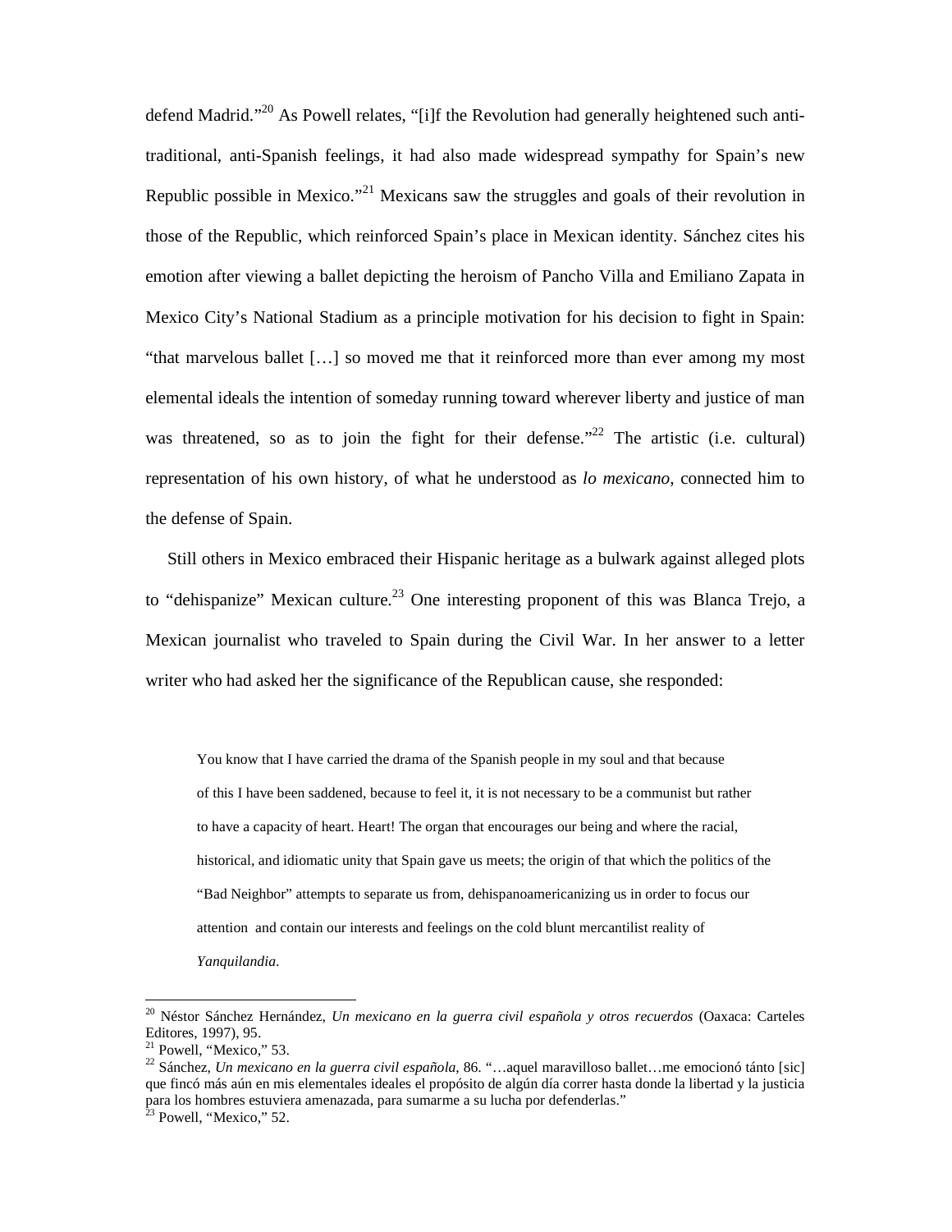defend Madrid."[20] As Powell relates, "[i]f the Revolution had generally heightened such anti-traditional, anti-Spanish feelings, it had also made widespread sympathy for Spain's new Republic possible in Mexico."[21] Mexicans saw the struggles and goals of their revolution in those of the Republic, which reinforced Spain's place in Mexican identity. Sánchez cites his emotion after viewing a ballet depicting the heroism of Pancho Villa and Emiliano Zapata in Mexico City's National Stadium as a principle motivation for his decision to fight in Spain: "that marvelous ballet […] so moved me that it reinforced more than ever among my most elemental ideals the intention of someday running toward wherever liberty and justice of man was threatened, so as to join the fight for their defense."[22] The artistic (i.e. cultural) representation of his own history, of what he understood as *lo mexicano*, connected him to the defense of Spain.

Still others in Mexico embraced their Hispanic heritage as a bulwark against alleged plots to "dehispanize" Mexican culture.[23] One interesting proponent of this was Blanca Trejo, a Mexican journalist who traveled to Spain during the Civil War. In her answer to a letter writer who had asked her the significance of the Republican cause, she responded:

> You know that I have carried the drama of the Spanish people in my soul and that because of this I have been saddened, because to feel it, it is not necessary to be a communist but rather to have a capacity of heart. Heart! The organ that encourages our being and where the racial, historical, and idiomatic unity that Spain gave us meets; the origin of that which the politics of the "Bad Neighbor" attempts to separate us from, dehispanoamericanizing us in order to focus our attention and contain our interests and feelings on the cold blunt mercantilist reality of *Yanquilandia*.

---

[20] Néstor Sánchez Hernández, *Un mexicano en la guerra civil española y otros recuerdos* (Oaxaca: Carteles Editores, 1997), 95.

[21] Powell, "Mexico," 53.

[22] Sánchez, *Un mexicano en la guerra civil española*, 86. "…aquel maravilloso ballet…me emocionó tánto [sic] que fincó más aún en mis elementales ideales el propósito de algún día correr hasta donde la libertad y la justicia para los hombres estuviera amenazada, para sumarme a su lucha por defenderlas."

[23] Powell, "Mexico," 52.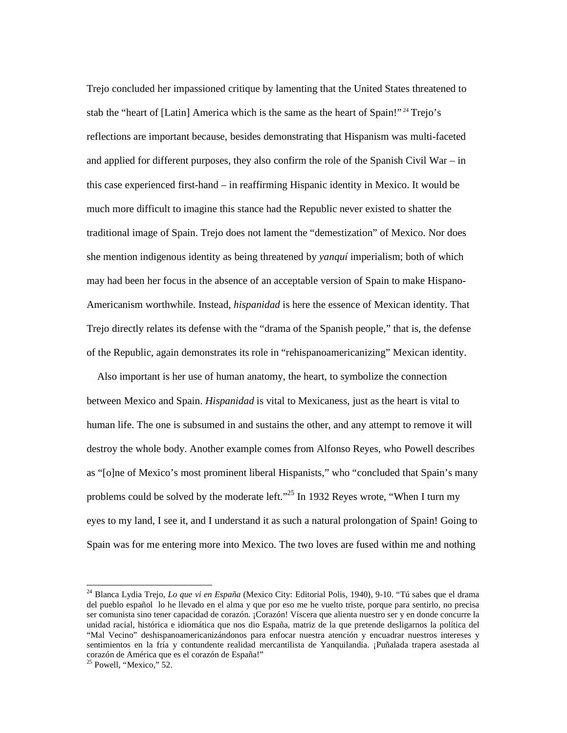Trejo concluded her impassioned critique by lamenting that the United States threatened to stab the "heart of [Latin] America which is the same as the heart of Spain!"[24] Trejo's reflections are important because, besides demonstrating that Hispanism was multi-faceted and applied for different purposes, they also confirm the role of the Spanish Civil War – in this case experienced first-hand – in reaffirming Hispanic identity in Mexico. It would be much more difficult to imagine this stance had the Republic never existed to shatter the traditional image of Spain. Trejo does not lament the "demestization" of Mexico. Nor does she mention indigenous identity as being threatened by *yanquí* imperialism; both of which may had been her focus in the absence of an acceptable version of Spain to make Hispano-Americanism worthwhile. Instead, *hispanidad* is here the essence of Mexican identity. That Trejo directly relates its defense with the "drama of the Spanish people," that is, the defense of the Republic, again demonstrates its role in "rehispanoamericanizing" Mexican identity.

Also important is her use of human anatomy, the heart, to symbolize the connection between Mexico and Spain. *Hispanidad* is vital to Mexicaness, just as the heart is vital to human life. The one is subsumed in and sustains the other, and any attempt to remove it will destroy the whole body. Another example comes from Alfonso Reyes, who Powell describes as "[o]ne of Mexico's most prominent liberal Hispanists," who "concluded that Spain's many problems could be solved by the moderate left."[25] In 1932 Reyes wrote, "When I turn my eyes to my land, I see it, and I understand it as such a natural prolongation of Spain! Going to Spain was for me entering more into Mexico. The two loves are fused within me and nothing

---

[24] Blanca Lydia Trejo, *Lo que vi en España* (Mexico City: Editorial Polis, 1940), 9-10. "Tú sabes que el drama del pueblo español lo he llevado en el alma y que por eso me he vuelto triste, porque para sentirlo, no precisa ser comunista sino tener capacidad de corazón. ¡Corazón! Víscera que alienta nuestro ser y en donde concurre la unidad racial, histórica e idiomática que nos dio España, matriz de la que pretende desligarnos la política del "Mal Vecino" deshispanoamericanizándonos para enfocar nuestra atención y encuadrar nuestros intereses y sentimientos en la fría y contundente realidad mercantilista de Yanquilandia. ¡Puñalada trapera asestada al corazón de América que es el corazón de España!"

[25] Powell, "Mexico," 52.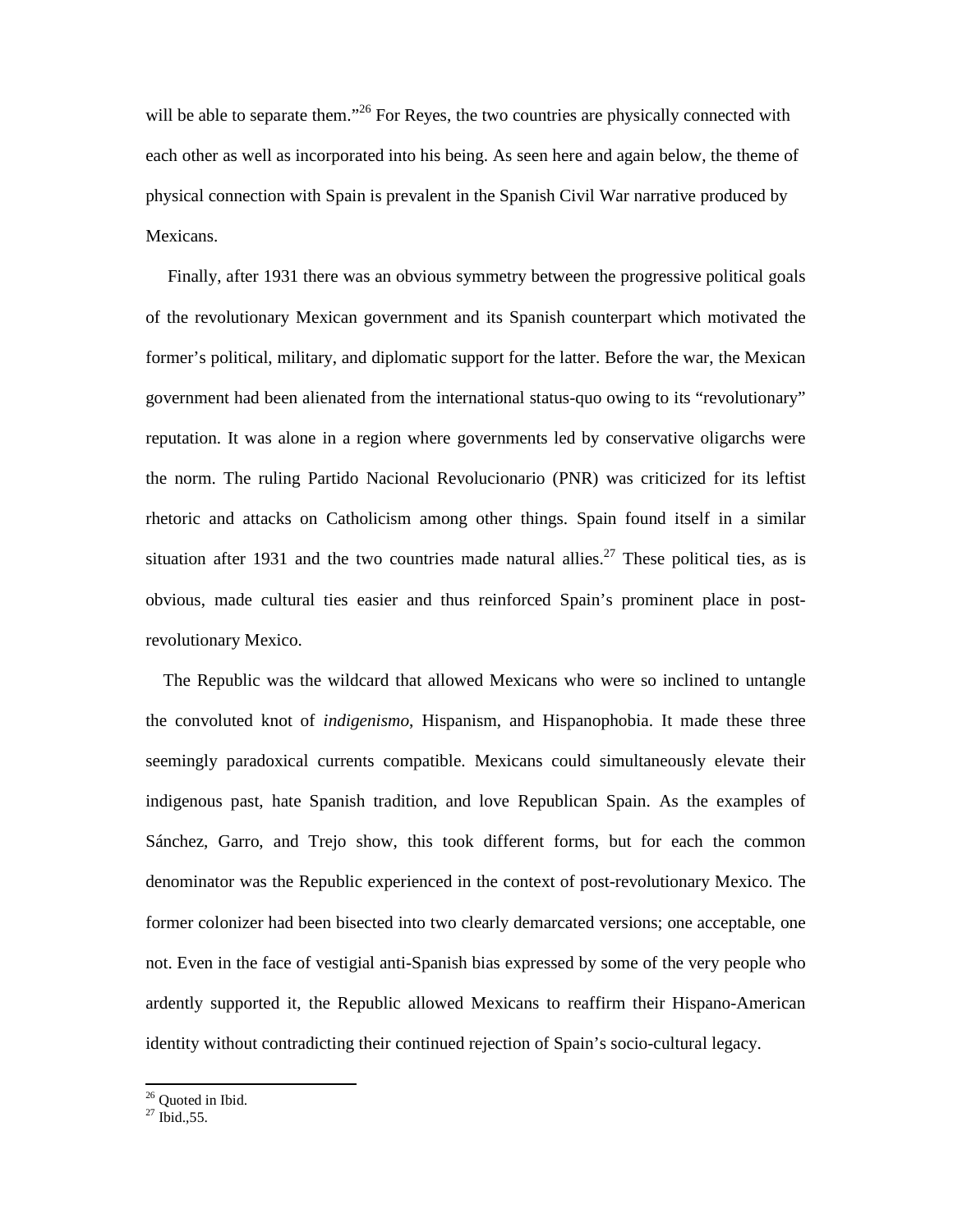will be able to separate them."[26] For Reyes, the two countries are physically connected with each other as well as incorporated into his being. As seen here and again below, the theme of physical connection with Spain is prevalent in the Spanish Civil War narrative produced by Mexicans.

Finally, after 1931 there was an obvious symmetry between the progressive political goals of the revolutionary Mexican government and its Spanish counterpart which motivated the former's political, military, and diplomatic support for the latter. Before the war, the Mexican government had been alienated from the international status-quo owing to its "revolutionary" reputation. It was alone in a region where governments led by conservative oligarchs were the norm. The ruling Partido Nacional Revolucionario (PNR) was criticized for its leftist rhetoric and attacks on Catholicism among other things. Spain found itself in a similar situation after 1931 and the two countries made natural allies.[27] These political ties, as is obvious, made cultural ties easier and thus reinforced Spain's prominent place in post-revolutionary Mexico.

The Republic was the wildcard that allowed Mexicans who were so inclined to untangle the convoluted knot of *indigenismo*, Hispanism, and Hispanophobia. It made these three seemingly paradoxical currents compatible. Mexicans could simultaneously elevate their indigenous past, hate Spanish tradition, and love Republican Spain. As the examples of Sánchez, Garro, and Trejo show, this took different forms, but for each the common denominator was the Republic experienced in the context of post-revolutionary Mexico. The former colonizer had been bisected into two clearly demarcated versions; one acceptable, one not. Even in the face of vestigial anti-Spanish bias expressed by some of the very people who ardently supported it, the Republic allowed Mexicans to reaffirm their Hispano-American identity without contradicting their continued rejection of Spain's socio-cultural legacy.

---

[26] Quoted in Ibid.
[27] Ibid.,55.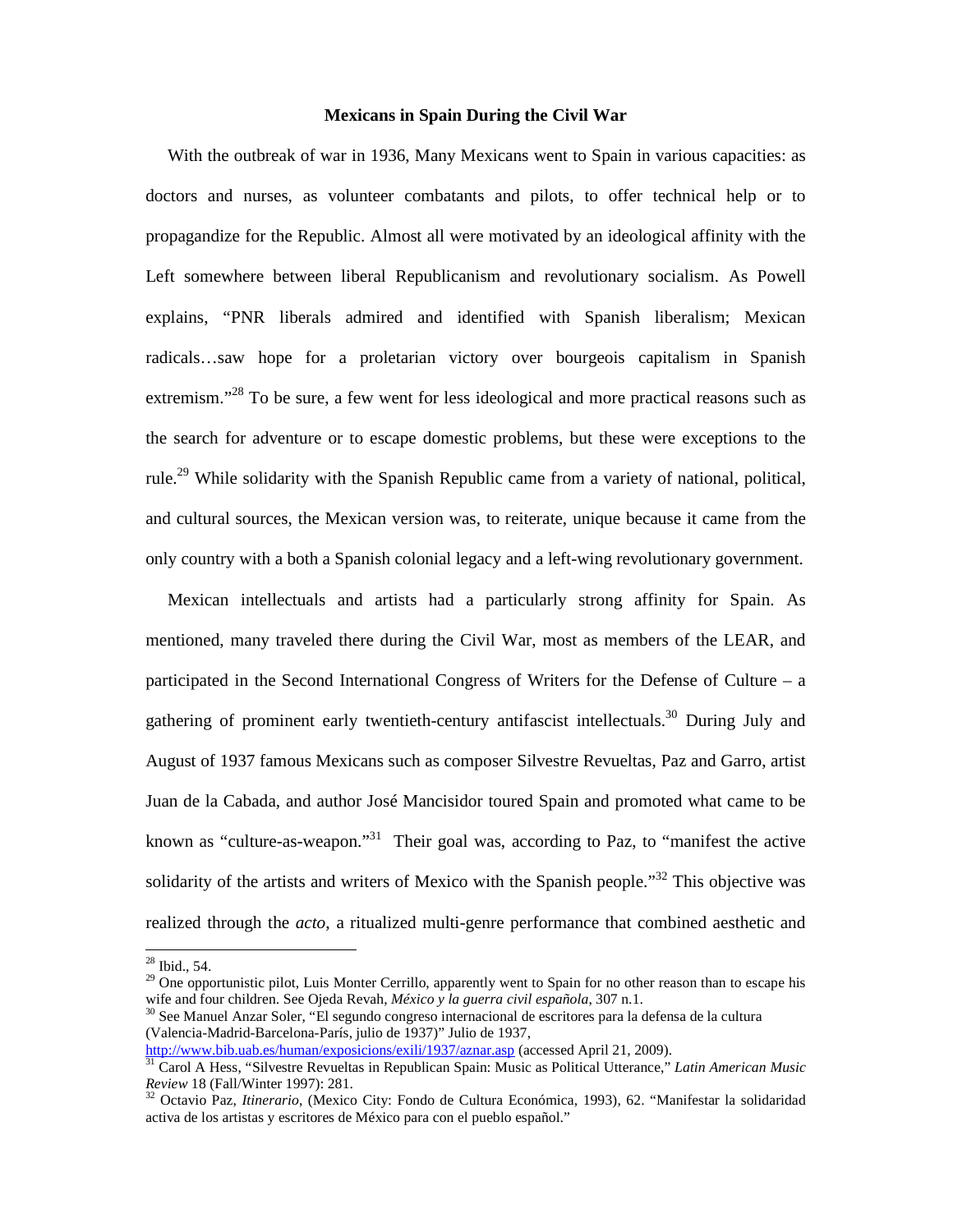## Mexicans in Spain During the Civil War

With the outbreak of war in 1936, Many Mexicans went to Spain in various capacities: as doctors and nurses, as volunteer combatants and pilots, to offer technical help or to propagandize for the Republic. Almost all were motivated by an ideological affinity with the Left somewhere between liberal Republicanism and revolutionary socialism. As Powell explains, "PNR liberals admired and identified with Spanish liberalism; Mexican radicals…saw hope for a proletarian victory over bourgeois capitalism in Spanish extremism."[28] To be sure, a few went for less ideological and more practical reasons such as the search for adventure or to escape domestic problems, but these were exceptions to the rule.[29] While solidarity with the Spanish Republic came from a variety of national, political, and cultural sources, the Mexican version was, to reiterate, unique because it came from the only country with a both a Spanish colonial legacy and a left-wing revolutionary government.

Mexican intellectuals and artists had a particularly strong affinity for Spain. As mentioned, many traveled there during the Civil War, most as members of the LEAR, and participated in the Second International Congress of Writers for the Defense of Culture – a gathering of prominent early twentieth-century antifascist intellectuals.[30] During July and August of 1937 famous Mexicans such as composer Silvestre Revueltas, Paz and Garro, artist Juan de la Cabada, and author José Mancisidor toured Spain and promoted what came to be known as "culture-as-weapon."[31] Their goal was, according to Paz, to "manifest the active solidarity of the artists and writers of Mexico with the Spanish people."[32] This objective was realized through the *acto*, a ritualized multi-genre performance that combined aesthetic and

---

[28] Ibid., 54.

[29] One opportunistic pilot, Luis Monter Cerrillo, apparently went to Spain for no other reason than to escape his wife and four children. See Ojeda Revah, *México y la guerra civil española*, 307 n.1.

[30] See Manuel Anzar Soler, "El segundo congreso internacional de escritores para la defensa de la cultura (Valencia-Madrid-Barcelona-París, julio de 1937)" Julio de 1937, http://www.bib.uab.es/human/exposicions/exili/1937/aznar.asp (accessed April 21, 2009).

[31] Carol A Hess, "Silvestre Revueltas in Republican Spain: Music as Political Utterance," *Latin American Music Review* 18 (Fall/Winter 1997): 281.

[32] Octavio Paz, *Itinerario*, (Mexico City: Fondo de Cultura Económica, 1993), 62. "Manifestar la solidaridad activa de los artistas y escritores de México para con el pueblo español."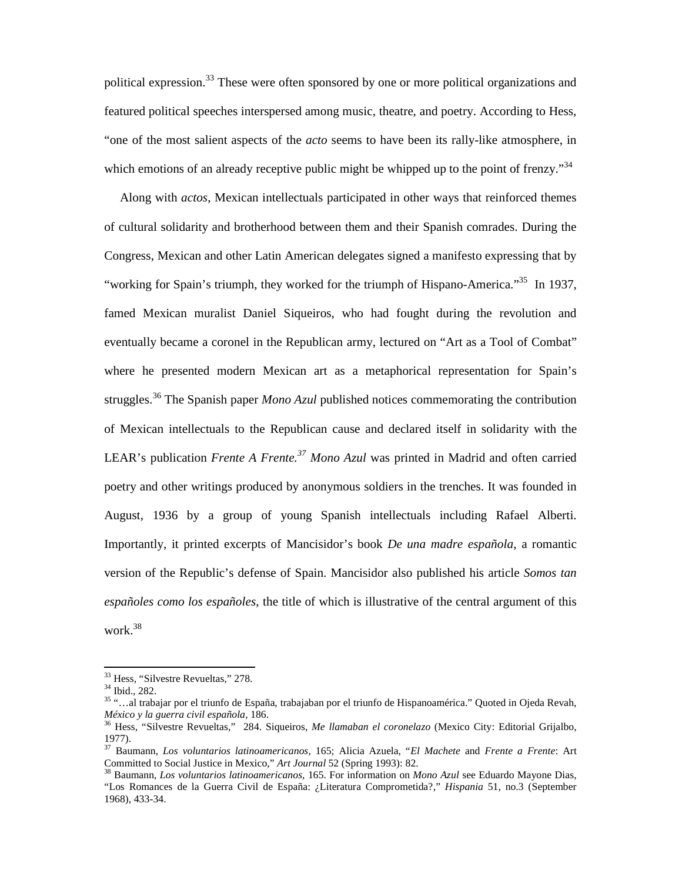political expression.[33] These were often sponsored by one or more political organizations and featured political speeches interspersed among music, theatre, and poetry. According to Hess, "one of the most salient aspects of the *acto* seems to have been its rally-like atmosphere, in which emotions of an already receptive public might be whipped up to the point of frenzy."[34]

Along with *actos*, Mexican intellectuals participated in other ways that reinforced themes of cultural solidarity and brotherhood between them and their Spanish comrades. During the Congress, Mexican and other Latin American delegates signed a manifesto expressing that by "working for Spain's triumph, they worked for the triumph of Hispano-America."[35] In 1937, famed Mexican muralist Daniel Siqueiros, who had fought during the revolution and eventually became a coronel in the Republican army, lectured on "Art as a Tool of Combat" where he presented modern Mexican art as a metaphorical representation for Spain's struggles.[36] The Spanish paper *Mono Azul* published notices commemorating the contribution of Mexican intellectuals to the Republican cause and declared itself in solidarity with the LEAR's publication *Frente A Frente.*[37] *Mono Azul* was printed in Madrid and often carried poetry and other writings produced by anonymous soldiers in the trenches. It was founded in August, 1936 by a group of young Spanish intellectuals including Rafael Alberti. Importantly, it printed excerpts of Mancisidor's book *De una madre española*, a romantic version of the Republic's defense of Spain. Mancisidor also published his article *Somos tan españoles como los españoles*, the title of which is illustrative of the central argument of this work.[38]

---

[33] Hess, "Silvestre Revueltas," 278.

[34] Ibid., 282.

[35] "…al trabajar por el triunfo de España, trabajaban por el triunfo de Hispanoamérica." Quoted in Ojeda Revah, *México y la guerra civil española*, 186.

[36] Hess, "Silvestre Revueltas," 284. Siqueiros, *Me llamaban el coronelazo* (Mexico City: Editorial Grijalbo, 1977).

[37] Baumann, *Los voluntarios latinoamericanos*, 165; Alicia Azuela, "*El Machete* and *Frente a Frente*: Art Committed to Social Justice in Mexico," *Art Journal* 52 (Spring 1993): 82.

[38] Baumann, *Los voluntarios latinoamericanos*, 165. For information on *Mono Azul* see Eduardo Mayone Dias, "Los Romances de la Guerra Civil de España: ¿Literatura Comprometida?," *Hispania* 51, no.3 (September 1968), 433-34.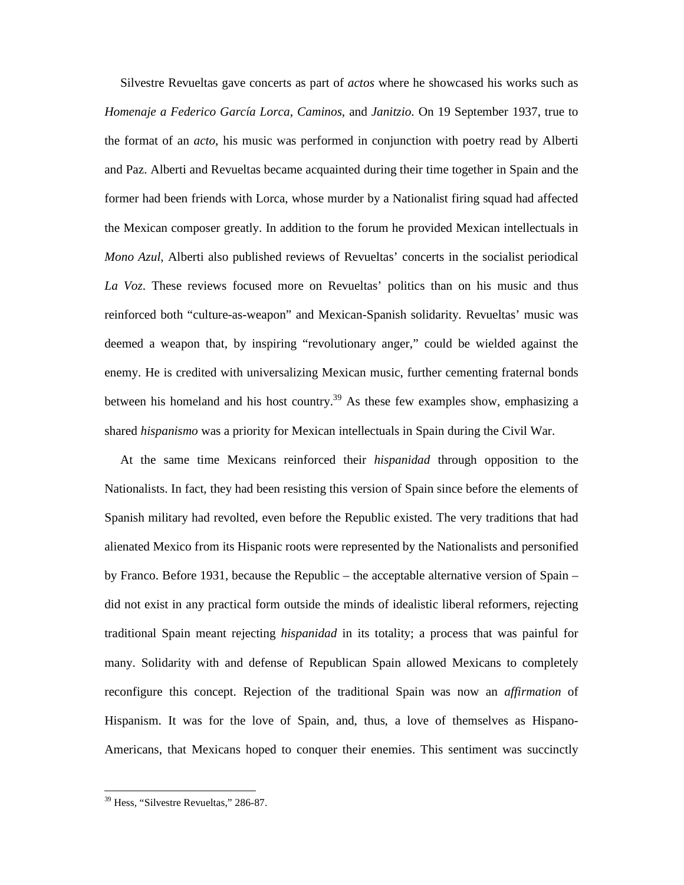Silvestre Revueltas gave concerts as part of *actos* where he showcased his works such as *Homenaje a Federico García Lorca*, *Caminos*, and *Janitzio*. On 19 September 1937, true to the format of an *acto*, his music was performed in conjunction with poetry read by Alberti and Paz. Alberti and Revueltas became acquainted during their time together in Spain and the former had been friends with Lorca, whose murder by a Nationalist firing squad had affected the Mexican composer greatly. In addition to the forum he provided Mexican intellectuals in *Mono Azul*, Alberti also published reviews of Revueltas' concerts in the socialist periodical *La Voz*. These reviews focused more on Revueltas' politics than on his music and thus reinforced both "culture-as-weapon" and Mexican-Spanish solidarity. Revueltas' music was deemed a weapon that, by inspiring "revolutionary anger," could be wielded against the enemy. He is credited with universalizing Mexican music, further cementing fraternal bonds between his homeland and his host country.[39] As these few examples show, emphasizing a shared *hispanismo* was a priority for Mexican intellectuals in Spain during the Civil War.

At the same time Mexicans reinforced their *hispanidad* through opposition to the Nationalists. In fact, they had been resisting this version of Spain since before the elements of Spanish military had revolted, even before the Republic existed. The very traditions that had alienated Mexico from its Hispanic roots were represented by the Nationalists and personified by Franco. Before 1931, because the Republic – the acceptable alternative version of Spain – did not exist in any practical form outside the minds of idealistic liberal reformers, rejecting traditional Spain meant rejecting *hispanidad* in its totality; a process that was painful for many. Solidarity with and defense of Republican Spain allowed Mexicans to completely reconfigure this concept. Rejection of the traditional Spain was now an *affirmation* of Hispanism. It was for the love of Spain, and, thus, a love of themselves as Hispano-Americans, that Mexicans hoped to conquer their enemies. This sentiment was succinctly

---

[39] Hess, "Silvestre Revueltas," 286-87.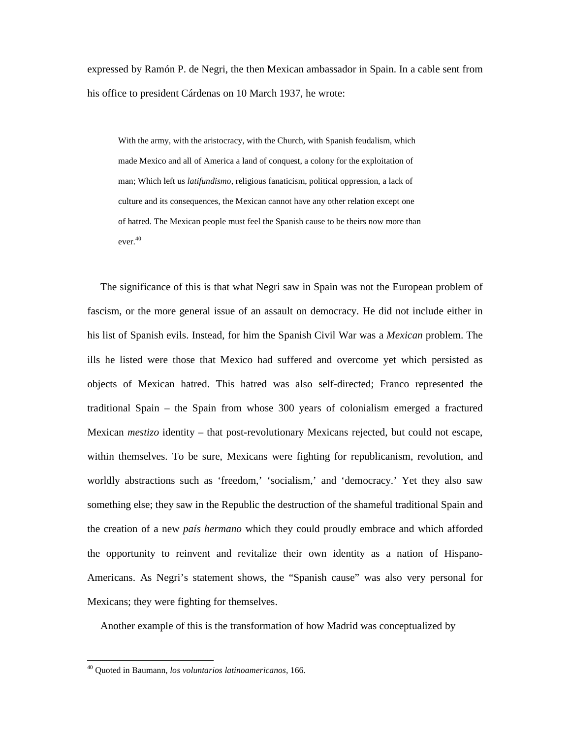expressed by Ramón P. de Negri, the then Mexican ambassador in Spain. In a cable sent from his office to president Cárdenas on 10 March 1937, he wrote:

> With the army, with the aristocracy, with the Church, with Spanish feudalism, which made Mexico and all of America a land of conquest, a colony for the exploitation of man; Which left us *latifundismo*, religious fanaticism, political oppression, a lack of culture and its consequences, the Mexican cannot have any other relation except one of hatred. The Mexican people must feel the Spanish cause to be theirs now more than ever.[40]

The significance of this is that what Negri saw in Spain was not the European problem of fascism, or the more general issue of an assault on democracy. He did not include either in his list of Spanish evils. Instead, for him the Spanish Civil War was a *Mexican* problem. The ills he listed were those that Mexico had suffered and overcome yet which persisted as objects of Mexican hatred. This hatred was also self-directed; Franco represented the traditional Spain – the Spain from whose 300 years of colonialism emerged a fractured Mexican *mestizo* identity – that post-revolutionary Mexicans rejected, but could not escape, within themselves. To be sure, Mexicans were fighting for republicanism, revolution, and worldly abstractions such as 'freedom,' 'socialism,' and 'democracy.' Yet they also saw something else; they saw in the Republic the destruction of the shameful traditional Spain and the creation of a new *país hermano* which they could proudly embrace and which afforded the opportunity to reinvent and revitalize their own identity as a nation of Hispano-Americans. As Negri's statement shows, the "Spanish cause" was also very personal for Mexicans; they were fighting for themselves.

Another example of this is the transformation of how Madrid was conceptualized by

---

[40] Quoted in Baumann, *los voluntarios latinoamericanos*, 166.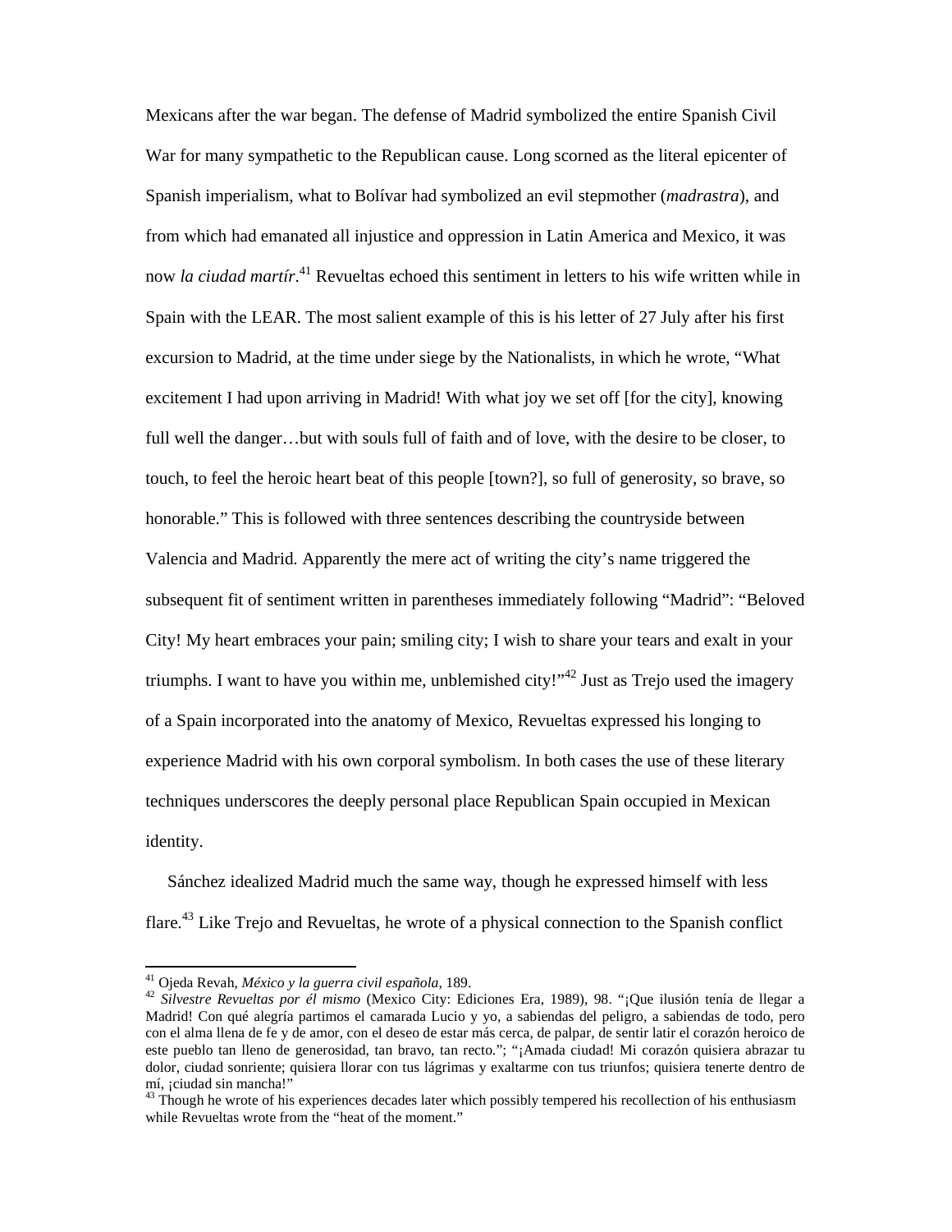Mexicans after the war began. The defense of Madrid symbolized the entire Spanish Civil War for many sympathetic to the Republican cause. Long scorned as the literal epicenter of Spanish imperialism, what to Bolívar had symbolized an evil stepmother (*madrastra*), and from which had emanated all injustice and oppression in Latin America and Mexico, it was now *la ciudad martír*.[41] Revueltas echoed this sentiment in letters to his wife written while in Spain with the LEAR. The most salient example of this is his letter of 27 July after his first excursion to Madrid, at the time under siege by the Nationalists, in which he wrote, "What excitement I had upon arriving in Madrid! With what joy we set off [for the city], knowing full well the danger…but with souls full of faith and of love, with the desire to be closer, to touch, to feel the heroic heart beat of this people [town?], so full of generosity, so brave, so honorable." This is followed with three sentences describing the countryside between Valencia and Madrid. Apparently the mere act of writing the city's name triggered the subsequent fit of sentiment written in parentheses immediately following "Madrid": "Beloved City! My heart embraces your pain; smiling city; I wish to share your tears and exalt in your triumphs. I want to have you within me, unblemished city!"[42] Just as Trejo used the imagery of a Spain incorporated into the anatomy of Mexico, Revueltas expressed his longing to experience Madrid with his own corporal symbolism. In both cases the use of these literary techniques underscores the deeply personal place Republican Spain occupied in Mexican identity.

Sánchez idealized Madrid much the same way, though he expressed himself with less flare.[43] Like Trejo and Revueltas, he wrote of a physical connection to the Spanish conflict

---

[41] Ojeda Revah, *México y la guerra civil española*, 189.

[42] *Silvestre Revueltas por él mismo* (Mexico City: Ediciones Era, 1989), 98. "¡Que ilusión tenía de llegar a Madrid! Con qué alegría partimos el camarada Lucio y yo, a sabiendas del peligro, a sabiendas de todo, pero con el alma llena de fe y de amor, con el deseo de estar más cerca, de palpar, de sentir latir el corazón heroico de este pueblo tan lleno de generosidad, tan bravo, tan recto."; "¡Amada ciudad! Mi corazón quisiera abrazar tu dolor, ciudad sonriente; quisiera llorar con tus lágrimas y exaltarme con tus triunfos; quisiera tenerte dentro de mí, ¡ciudad sin mancha!"

[43] Though he wrote of his experiences decades later which possibly tempered his recollection of his enthusiasm while Revueltas wrote from the "heat of the moment."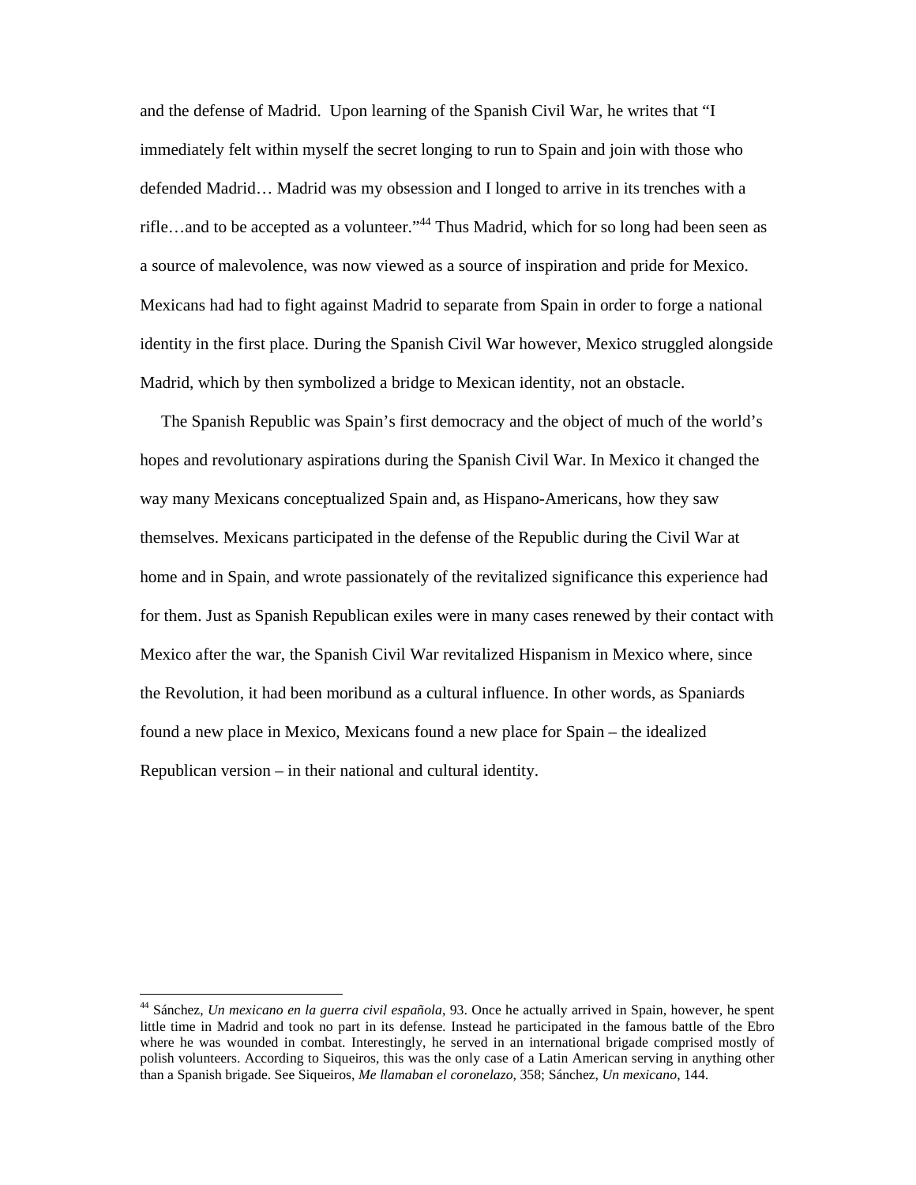and the defense of Madrid. Upon learning of the Spanish Civil War, he writes that "I immediately felt within myself the secret longing to run to Spain and join with those who defended Madrid… Madrid was my obsession and I longed to arrive in its trenches with a rifle…and to be accepted as a volunteer."[44] Thus Madrid, which for so long had been seen as a source of malevolence, was now viewed as a source of inspiration and pride for Mexico. Mexicans had had to fight against Madrid to separate from Spain in order to forge a national identity in the first place. During the Spanish Civil War however, Mexico struggled alongside Madrid, which by then symbolized a bridge to Mexican identity, not an obstacle.

The Spanish Republic was Spain's first democracy and the object of much of the world's hopes and revolutionary aspirations during the Spanish Civil War. In Mexico it changed the way many Mexicans conceptualized Spain and, as Hispano-Americans, how they saw themselves. Mexicans participated in the defense of the Republic during the Civil War at home and in Spain, and wrote passionately of the revitalized significance this experience had for them. Just as Spanish Republican exiles were in many cases renewed by their contact with Mexico after the war, the Spanish Civil War revitalized Hispanism in Mexico where, since the Revolution, it had been moribund as a cultural influence. In other words, as Spaniards found a new place in Mexico, Mexicans found a new place for Spain – the idealized Republican version – in their national and cultural identity.

---

[44] Sánchez, *Un mexicano en la guerra civil española*, 93. Once he actually arrived in Spain, however, he spent little time in Madrid and took no part in its defense. Instead he participated in the famous battle of the Ebro where he was wounded in combat. Interestingly, he served in an international brigade comprised mostly of polish volunteers. According to Siqueiros, this was the only case of a Latin American serving in anything other than a Spanish brigade. See Siqueiros, *Me llamaban el coronelazo*, 358; Sánchez, *Un mexicano*, 144.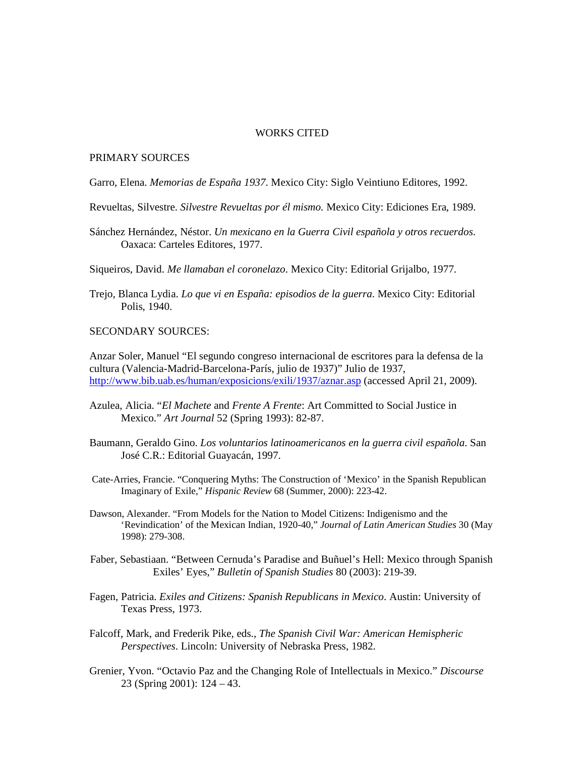# WORKS CITED

## PRIMARY SOURCES

Garro, Elena. *Memorias de España 1937*. Mexico City: Siglo Veintiuno Editores, 1992.

Revueltas, Silvestre. *Silvestre Revueltas por él mismo.* Mexico City: Ediciones Era, 1989.

Sánchez Hernández, Néstor. *Un mexicano en la Guerra Civil española y otros recuerdos*. Oaxaca: Carteles Editores, 1977.

Siqueiros, David. *Me llamaban el coronelazo*. Mexico City: Editorial Grijalbo, 1977.

Trejo, Blanca Lydia. *Lo que vi en España: episodios de la guerra*. Mexico City: Editorial Polis, 1940.

## SECONDARY SOURCES:

Anzar Soler, Manuel "El segundo congreso internacional de escritores para la defensa de la cultura (Valencia-Madrid-Barcelona-París, julio de 1937)" Julio de 1937, http://www.bib.uab.es/human/exposicions/exili/1937/aznar.asp (accessed April 21, 2009).

Azulea, Alicia. "*El Machete* and *Frente A Frente*: Art Committed to Social Justice in Mexico." *Art Journal* 52 (Spring 1993): 82-87.

Baumann, Geraldo Gino. *Los voluntarios latinoamericanos en la guerra civil española*. San José C.R.: Editorial Guayacán, 1997.

Cate-Arries, Francie. "Conquering Myths: The Construction of 'Mexico' in the Spanish Republican Imaginary of Exile," *Hispanic Review* 68 (Summer, 2000): 223-42.

Dawson, Alexander. "From Models for the Nation to Model Citizens: Indigenismo and the 'Revindication' of the Mexican Indian, 1920-40," *Journal of Latin American Studies* 30 (May 1998): 279-308.

Faber, Sebastiaan. "Between Cernuda's Paradise and Buñuel's Hell: Mexico through Spanish Exiles' Eyes," *Bulletin of Spanish Studies* 80 (2003): 219-39.

Fagen, Patricia. *Exiles and Citizens: Spanish Republicans in Mexico*. Austin: University of Texas Press, 1973.

Falcoff, Mark, and Frederik Pike, eds., *The Spanish Civil War: American Hemispheric Perspectives*. Lincoln: University of Nebraska Press, 1982.

Grenier, Yvon. "Octavio Paz and the Changing Role of Intellectuals in Mexico." *Discourse* 23 (Spring 2001): 124 – 43.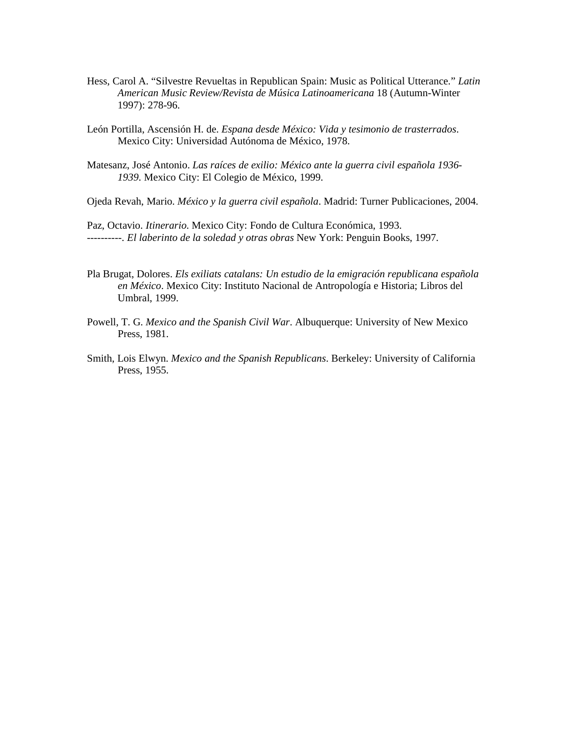Hess, Carol A. “Silvestre Revueltas in Republican Spain: Music as Political Utterance.” *Latin American Music Review/Revista de Música Latinoamericana* 18 (Autumn-Winter 1997): 278-96.

León Portilla, Ascensión H. de. *Espana desde México: Vida y tesimonio de trasterrados*. Mexico City: Universidad Autónoma de México, 1978.

Matesanz, José Antonio. *Las raíces de exilio: México ante la guerra civil española 1936-1939*. Mexico City: El Colegio de México, 1999.

Ojeda Revah, Mario. *México y la guerra civil española*. Madrid: Turner Publicaciones, 2004.

Paz, Octavio. *Itinerario*. Mexico City: Fondo de Cultura Económica, 1993.
----------. *El laberinto de la soledad y otras obras* New York: Penguin Books, 1997.

Pla Brugat, Dolores. *Els exiliats catalans: Un estudio de la emigración republicana española en México*. Mexico City: Instituto Nacional de Antropología e Historia; Libros del Umbral, 1999.

Powell, T. G. *Mexico and the Spanish Civil War*. Albuquerque: University of New Mexico Press, 1981.

Smith, Lois Elwyn. *Mexico and the Spanish Republicans*. Berkeley: University of California Press, 1955.